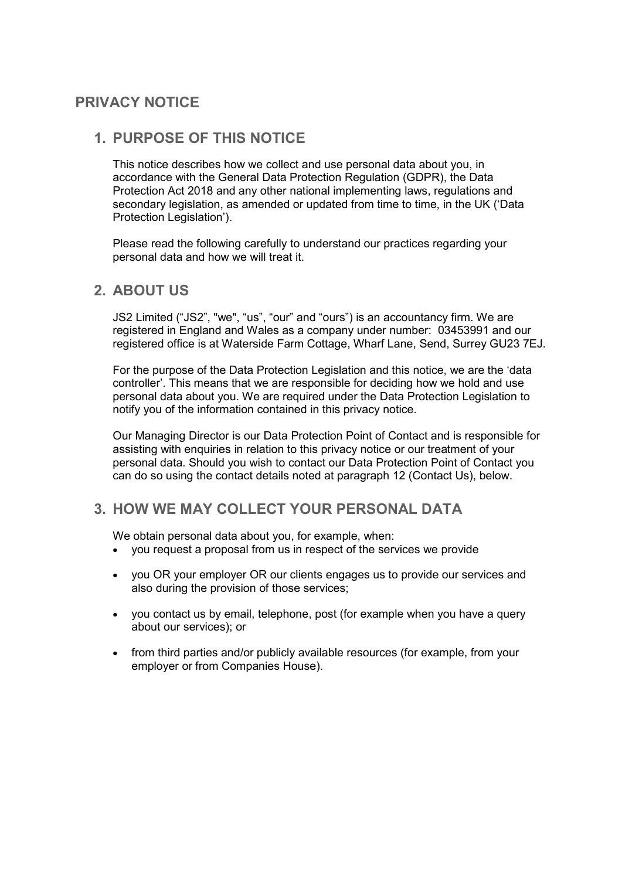# PRIVACY NOTICE

## 1. PURPOSE OF THIS NOTICE

This notice describes how we collect and use personal data about you, in accordance with the General Data Protection Regulation (GDPR), the Data Protection Act 2018 and any other national implementing laws, regulations and secondary legislation, as amended or updated from time to time, in the UK ('Data Protection Legislation').

Please read the following carefully to understand our practices regarding your personal data and how we will treat it.

## 2. ABOUT US

JS2 Limited ("JS2", "we", "us", "our" and "ours") is an accountancy firm. We are registered in England and Wales as a company under number: 03453991 and our registered office is at Waterside Farm Cottage, Wharf Lane, Send, Surrey GU23 7EJ.

For the purpose of the Data Protection Legislation and this notice, we are the 'data controller'. This means that we are responsible for deciding how we hold and use personal data about you. We are required under the Data Protection Legislation to notify you of the information contained in this privacy notice.

Our Managing Director is our Data Protection Point of Contact and is responsible for assisting with enquiries in relation to this privacy notice or our treatment of your personal data. Should you wish to contact our Data Protection Point of Contact you can do so using the contact details noted at paragraph 12 (Contact Us), below.

## 3. HOW WE MAY COLLECT YOUR PERSONAL DATA

We obtain personal data about you, for example, when:

- you request a proposal from us in respect of the services we provide
- you OR your employer OR our clients engages us to provide our services and also during the provision of those services;
- you contact us by email, telephone, post (for example when you have a query about our services); or
- from third parties and/or publicly available resources (for example, from your employer or from Companies House).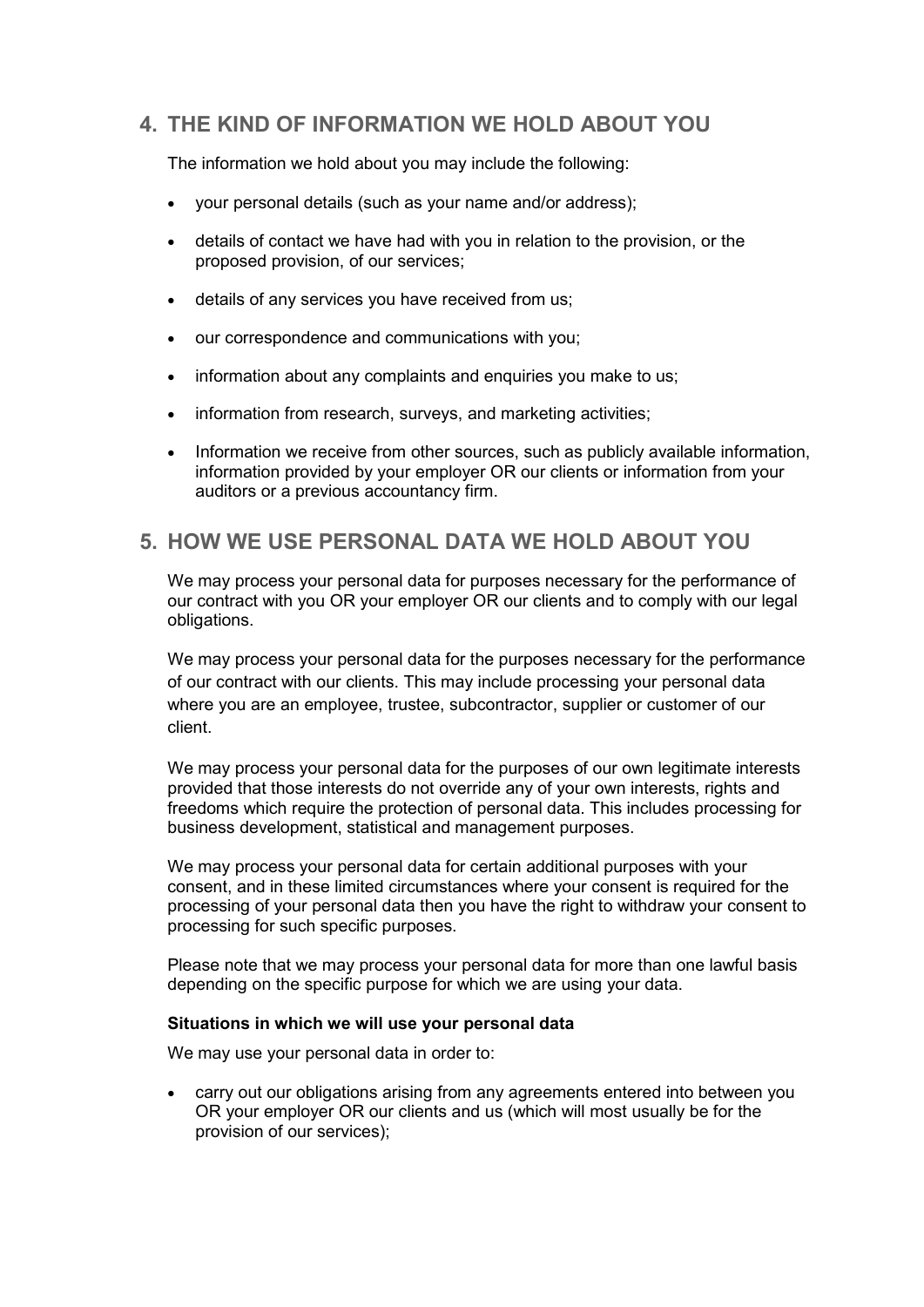## 4. THE KIND OF INFORMATION WE HOLD ABOUT YOU

The information we hold about you may include the following:

- your personal details (such as your name and/or address);
- details of contact we have had with you in relation to the provision, or the proposed provision, of our services;
- details of any services you have received from us;
- our correspondence and communications with you;
- information about any complaints and enquiries you make to us;
- information from research, surveys, and marketing activities;
- Information we receive from other sources, such as publicly available information, information provided by your employer OR our clients or information from your auditors or a previous accountancy firm.

## 5. HOW WE USE PERSONAL DATA WE HOLD ABOUT YOU

We may process your personal data for purposes necessary for the performance of our contract with you OR your employer OR our clients and to comply with our legal obligations.

We may process your personal data for the purposes necessary for the performance of our contract with our clients. This may include processing your personal data where you are an employee, trustee, subcontractor, supplier or customer of our client.

We may process your personal data for the purposes of our own legitimate interests provided that those interests do not override any of your own interests, rights and freedoms which require the protection of personal data. This includes processing for business development, statistical and management purposes.

We may process your personal data for certain additional purposes with your consent, and in these limited circumstances where your consent is required for the processing of your personal data then you have the right to withdraw your consent to processing for such specific purposes.

Please note that we may process your personal data for more than one lawful basis depending on the specific purpose for which we are using your data.

**Situations in which we will use your personal data**

We may use your personal data in order to:

- carry out our obligations arising from any agreements entered into between you OR your employer OR our clients and us (which will most usually be for the provision of our services);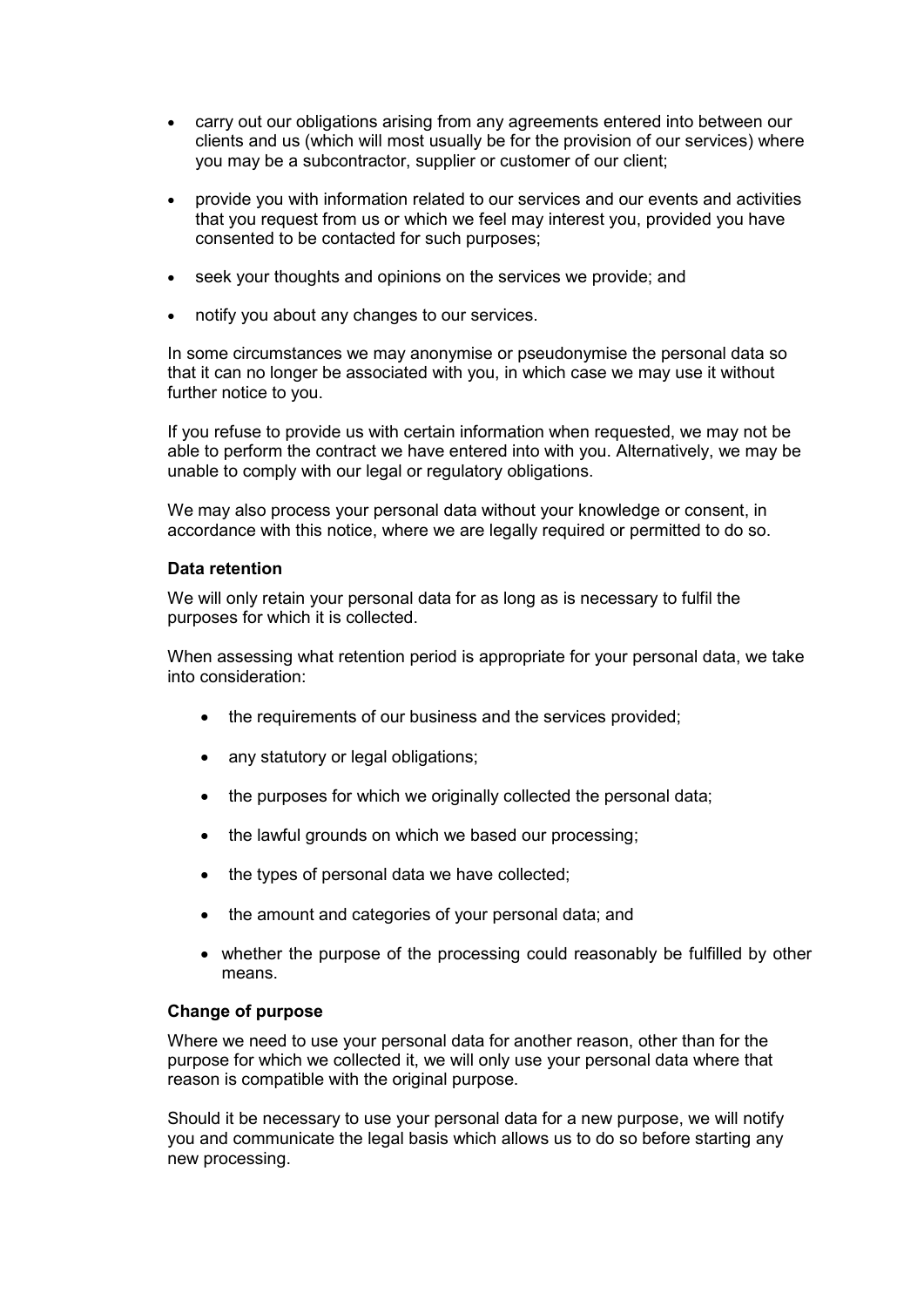- carry out our obligations arising from any agreements entered into between our clients and us (which will most usually be for the provision of our services) where you may be a subcontractor, supplier or customer of our client;
- provide you with information related to our services and our events and activities that you request from us or which we feel may interest you, provided you have consented to be contacted for such purposes;
- seek your thoughts and opinions on the services we provide; and
- notify you about any changes to our services.

In some circumstances we may anonymise or pseudonymise the personal data so that it can no longer be associated with you, in which case we may use it without further notice to you.

If you refuse to provide us with certain information when requested, we may not be able to perform the contract we have entered into with you. Alternatively, we may be unable to comply with our legal or regulatory obligations.

We may also process your personal data without your knowledge or consent, in accordance with this notice, where we are legally required or permitted to do so.

**Data retention**

We will only retain your personal data for as long as is necessary to fulfil the purposes for which it is collected.

When assessing what retention period is appropriate for your personal data, we take into consideration:

- the requirements of our business and the services provided;
- any statutory or legal obligations;
- the purposes for which we originally collected the personal data;
- the lawful grounds on which we based our processing;
- the types of personal data we have collected;
- the amount and categories of your personal data; and
- whether the purpose of the processing could reasonably be fulfilled by other means.

**Change of purpose**

Where we need to use your personal data for another reason, other than for the purpose for which we collected it, we will only use your personal data where that reason is compatible with the original purpose.

Should it be necessary to use your personal data for a new purpose, we will notify you and communicate the legal basis which allows us to do so before starting any new processing.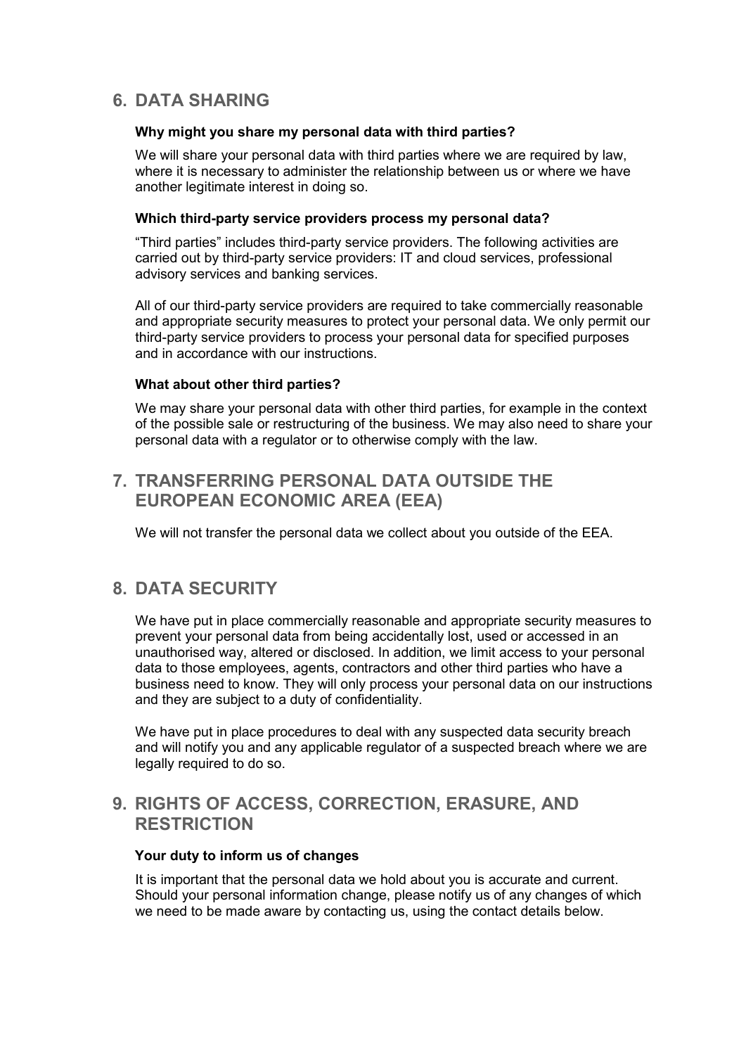## 6. DATA SHARING

### Why might you share my personal data with third parties?

We will share your personal data with third parties where we are required by law, where it is necessary to administer the relationship between us or where we have another legitimate interest in doing so.

### Which third-party service providers process my personal data?

"Third parties" includes third-party service providers. The following activities are carried out by third-party service providers: IT and cloud services, professional advisory services and banking services.

All of our third-party service providers are required to take commercially reasonable and appropriate security measures to protect your personal data. We only permit our third-party service providers to process your personal data for specified purposes and in accordance with our instructions.

### What about other third parties?

We may share your personal data with other third parties, for example in the context of the possible sale or restructuring of the business. We may also need to share your personal data with a regulator or to otherwise comply with the law.

## 7. TRANSFERRING PERSONAL DATA OUTSIDE THE EUROPEAN ECONOMIC AREA (EEA)

We will not transfer the personal data we collect about you outside of the EEA.

## 8. DATA SECURITY

We have put in place commercially reasonable and appropriate security measures to prevent your personal data from being accidentally lost, used or accessed in an unauthorised way, altered or disclosed. In addition, we limit access to your personal data to those employees, agents, contractors and other third parties who have a business need to know. They will only process your personal data on our instructions and they are subject to a duty of confidentiality.

We have put in place procedures to deal with any suspected data security breach and will notify you and any applicable regulator of a suspected breach where we are legally required to do so.

## 9. RIGHTS OF ACCESS, CORRECTION, ERASURE, AND RESTRICTION

### Your duty to inform us of changes

It is important that the personal data we hold about you is accurate and current. Should your personal information change, please notify us of any changes of which we need to be made aware by contacting us, using the contact details below.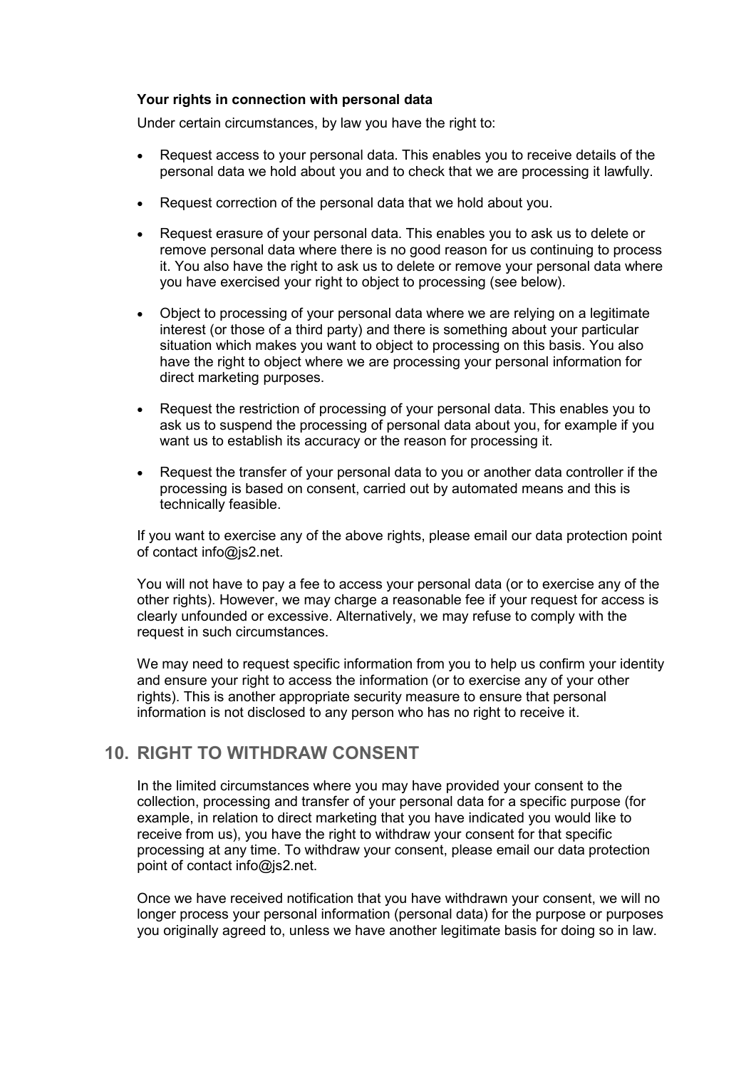**Your rights in connection with personal data**

Under certain circumstances, by law you have the right to:

- Request access to your personal data. This enables you to receive details of the personal data we hold about you and to check that we are processing it lawfully.
- Request correction of the personal data that we hold about you.
- Request erasure of your personal data. This enables you to ask us to delete or remove personal data where there is no good reason for us continuing to process it. You also have the right to ask us to delete or remove your personal data where you have exercised your right to object to processing (see below).
- Object to processing of your personal data where we are relying on a legitimate interest (or those of a third party) and there is something about your particular situation which makes you want to object to processing on this basis. You also have the right to object where we are processing your personal information for direct marketing purposes.
- Request the restriction of processing of your personal data. This enables you to ask us to suspend the processing of personal data about you, for example if you want us to establish its accuracy or the reason for processing it.
- Request the transfer of your personal data to you or another data controller if the processing is based on consent, carried out by automated means and this is technically feasible.

If you want to exercise any of the above rights, please email our data protection point of contact info@js2.net.

You will not have to pay a fee to access your personal data (or to exercise any of the other rights). However, we may charge a reasonable fee if your request for access is clearly unfounded or excessive. Alternatively, we may refuse to comply with the request in such circumstances.

We may need to request specific information from you to help us confirm your identity and ensure your right to access the information (or to exercise any of your other rights). This is another appropriate security measure to ensure that personal information is not disclosed to any person who has no right to receive it.

## 10. RIGHT TO WITHDRAW CONSENT

In the limited circumstances where you may have provided your consent to the collection, processing and transfer of your personal data for a specific purpose (for example, in relation to direct marketing that you have indicated you would like to receive from us), you have the right to withdraw your consent for that specific processing at any time. To withdraw your consent, please email our data protection point of contact info@js2.net.

Once we have received notification that you have withdrawn your consent, we will no longer process your personal information (personal data) for the purpose or purposes you originally agreed to, unless we have another legitimate basis for doing so in law.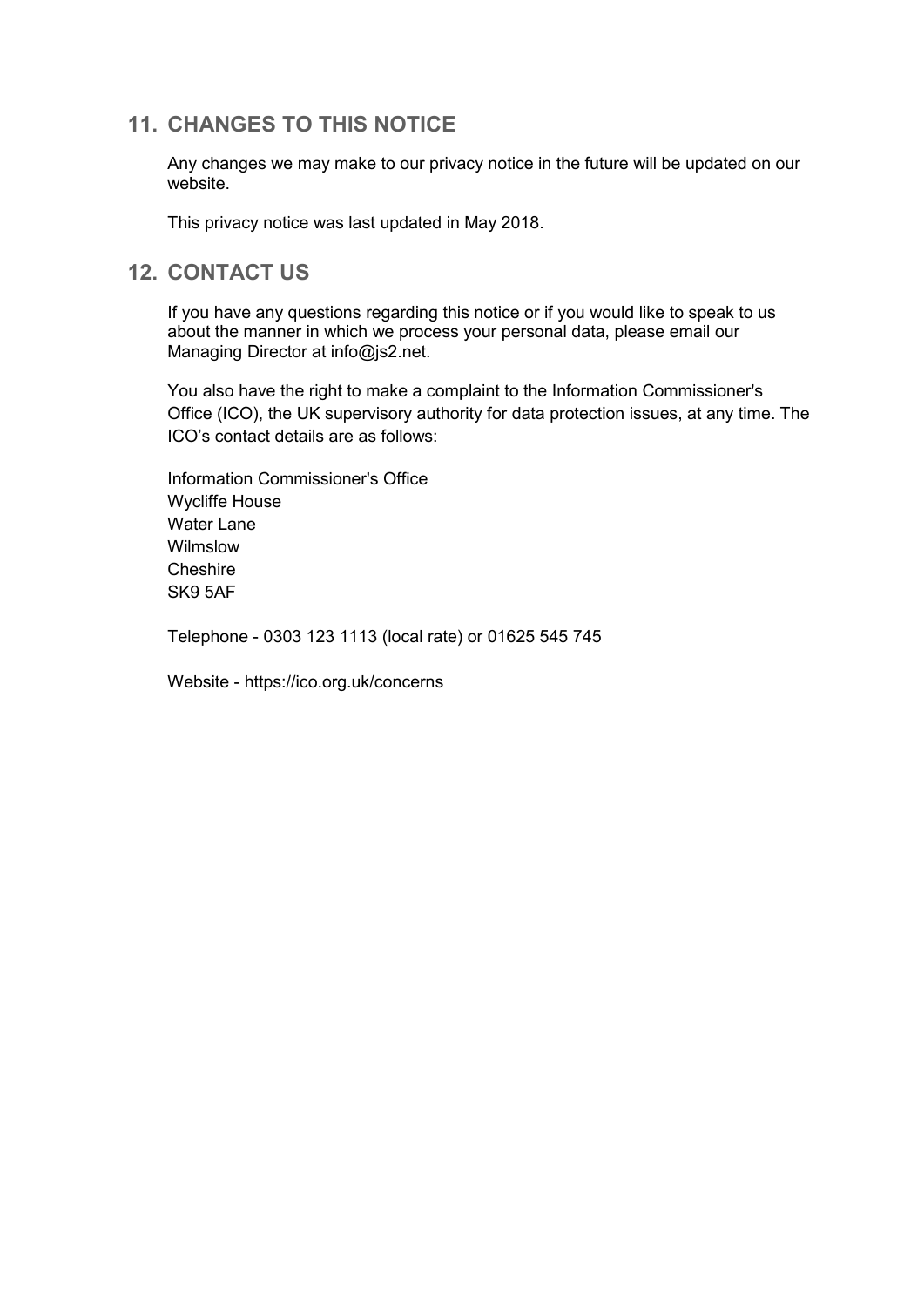## 11. CHANGES TO THIS NOTICE

Any changes we may make to our privacy notice in the future will be updated on our website.

This privacy notice was last updated in May 2018.

## 12. CONTACT US

If you have any questions regarding this notice or if you would like to speak to us about the manner in which we process your personal data, please email our Managing Director at info@js2.net.

You also have the right to make a complaint to the Information Commissioner's Office (ICO), the UK supervisory authority for data protection issues, at any time. The ICO's contact details are as follows:

Information Commissioner's Office
Wycliffe House
Water Lane
Wilmslow
Cheshire
SK9 5AF

Telephone - 0303 123 1113 (local rate) or 01625 545 745

Website - https://ico.org.uk/concerns